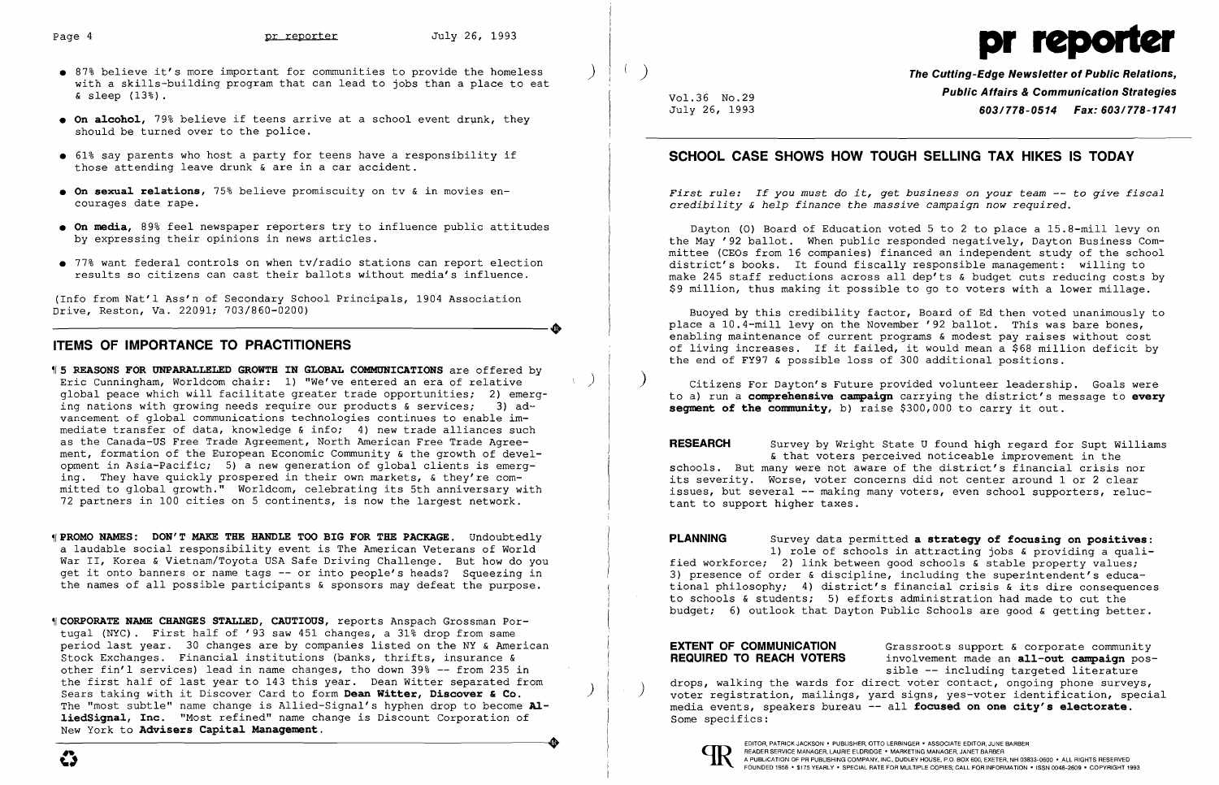- 87% believe it's more important for communities to provide the homeless with a skills-building program that can lead to jobs than a place to eat & sleep (13%).
- **On alcohol,** 79% believe if teens arrive at a school event drunk, they should be turned over to the police.
- 61% say parents who host a party for teens have a responsibility if those attending leave drunk & are in a car accident.
- **On sexual relations,** 75% believe promiscuity on tv & in movies encourages date rape.
- **On media,** 89% feel newspaper reporters try to influence public attitudes by expressing their opinions in news articles.
- 77% want federal controls on when tv/radio stations can report election results so citizens can cast their ballots without media's influence.

(Info from Nat'l Ass'n of Secondary School Principals, 1904 Association Drive, Reston, Va. 22091; 703/860-0200)

## ITEMS OF IMPORTANCE TO PRACTITIONERS

¶ **5 REASONS FOR UNPARALLELED GROWTH IN GLOBAL COMMUNICATIONS** are offered by Eric Cunningham, Worldcom chair: 1) "We've entered an era of relative global peace which will facilitate greater trade opportunities; 2) emerging nations with growing needs require our products & services; 3) advancement of global communications technologies continues to enable immediate transfer of data, knowledge & info; 4) new trade alliances such as the Canada-US Free Trade Agreement, North American Free Trade Agreement, formation of the European Economic Community & the growth of development in Asia-Pacific; 5) a new generation of global clients is emerging. They have quickly prospered in their own markets, & they're committed to global growth." Worldcom, celebrating its 5th anniversary with 72 partners in 100 cities on 5 continents, is now the largest network.

¶ **PROMO NAMES: DON'T MAKE THE HANDLE TOO BIG FOR THE PACKAGE.** Undoubtedly a laudable social responsibility event is The American Veterans of World War II, Korea & Vietnam/Toyota USA Safe Driving Challenge. But how do you get it onto banners or name tags -- or into people's heads? Squeezing in the names of all possible participants & sponsors may defeat the purpose.

¶ **CORPORATE NAME CHANGES STALLED, CAUTIOUS,** reports Anspach Grossman Portugal (NYC). First half of '93 saw 451 changes, a 31% drop from same period last year. 30 changes are by companies listed on the NY & American Stock Exchanges. Financial institutions (banks, thrifts, insurance & other fin'l services) lead in name changes, tho down 39% -- from 235 in the first half of last year to 143 this year. Dean Witter separated from Sears taking with it Discover Card to form **Dean Witter, Discover & Co.** The "most subtle" name change is Allied-Signal's hyphen drop to become **AlliedSignal, Inc.** "Most refined" name change is Discount Corporation of New York to **Advisers Capital Management.**

# pr reporter

**The Cutting-Edge Newsletter of Public Relations, Public Affairs & Communication Strategies**
**603/778-0514 Fax: 603/778-1741**

Vol.36 No.29
July 26, 1993

## SCHOOL CASE SHOWS HOW TOUGH SELLING TAX HIKES IS TODAY

*First rule: If you must do it, get business on your team -- to give fiscal credibility & help finance the massive campaign now required.*

Dayton (O) Board of Education voted 5 to 2 to place a 15.8-mill levy on the May '92 ballot. When public responded negatively, Dayton Business Committee (CEOs from 16 companies) financed an independent study of the school district's books. It found fiscally responsible management: willing to make 245 staff reductions across all dep'ts & budget cuts reducing costs by $9 million, thus making it possible to go to voters with a lower millage.

Buoyed by this credibility factor, Board of Ed then voted unanimously to place a 10.4-mill levy on the November '92 ballot. This was bare bones, enabling maintenance of current programs & modest pay raises without cost of living increases. If it failed, it would mean a $68 million deficit by the end of FY97 & possible loss of 300 additional positions.

Citizens For Dayton's Future provided volunteer leadership. Goals were to a) run a **comprehensive campaign** carrying the district's message to **every segment of the community,** b) raise $300,000 to carry it out.

**RESEARCH** Survey by Wright State U found high regard for Supt Williams & that voters perceived noticeable improvement in the schools. But many were not aware of the district's financial crisis nor its severity. Worse, voter concerns did not center around 1 or 2 clear issues, but several -- making many voters, even school supporters, reluctant to support higher taxes.

**PLANNING** Survey data permitted **a strategy of focusing on positives:** 1) role of schools in attracting jobs & providing a qualified workforce; 2) link between good schools & stable property values; 3) presence of order & discipline, including the superintendent's educational philosophy; 4) district's financial crisis & its dire consequences to schools & students; 5) efforts administration had made to cut the budget; 6) outlook that Dayton Public Schools are good & getting better.

**EXTENT OF COMMUNICATION REQUIRED TO REACH VOTERS** Grassroots support & corporate community involvement made an **all-out campaign** possible -- including targeted literature drops, walking the wards for direct voter contact, ongoing phone surveys, voter registration, mailings, yard signs, yes-voter identification, special media events, speakers bureau -- all **focused on one city's electorate.** Some specifics:

EDITOR, PATRICK JACKSON • PUBLISHER, OTTO LERBINGER • ASSOCIATE EDITOR, JUNE BARBER
READER SERVICE MANAGER, LAURIE ELDRIDGE • MARKETING MANAGER, JANET BARBER
A PUBLICATION OF PR PUBLISHING COMPANY, INC., DUDLEY HOUSE, P.O. BOX 600, EXETER, NH 03833-0600 • ALL RIGHTS RESERVED
FOUNDED 1958 • $175 YEARLY • SPECIAL RATE FOR MULTIPLE COPIES; CALL FOR INFORMATION • ISSN 0048-2609 • COPYRIGHT 1993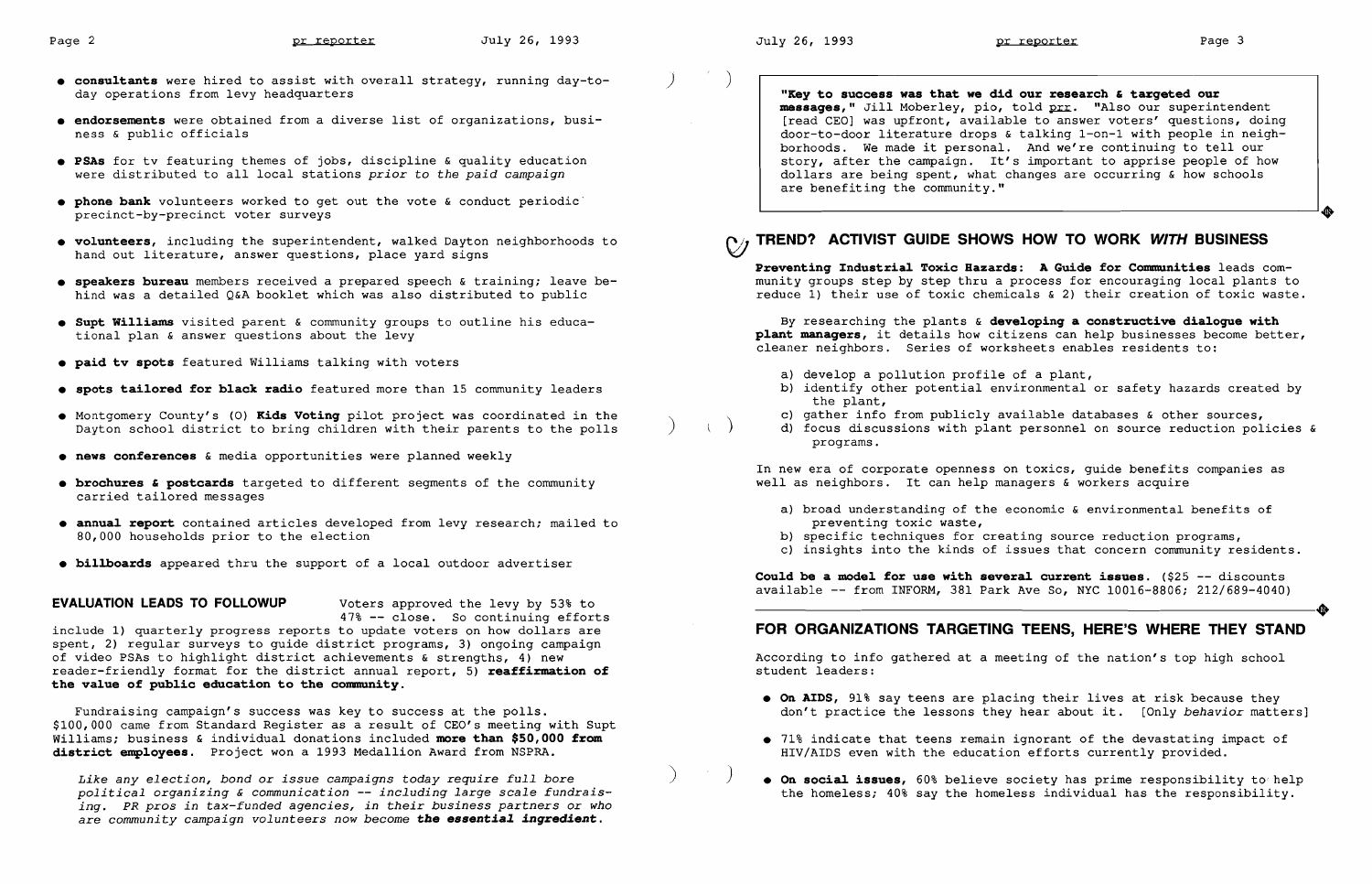- **consultants** were hired to assist with overall strategy, running day-to-day operations from levy headquarters
- **endorsements** were obtained from a diverse list of organizations, business & public officials
- **PSAs** for tv featuring themes of jobs, discipline & quality education were distributed to all local stations *prior to the paid campaign*
- **phone bank** volunteers worked to get out the vote & conduct periodic precinct-by-precinct voter surveys
- **volunteers**, including the superintendent, walked Dayton neighborhoods to hand out literature, answer questions, place yard signs
- **speakers bureau** members received a prepared speech & training; leave behind was a detailed Q&A booklet which was also distributed to public
- **Supt Williams** visited parent & community groups to outline his educational plan & answer questions about the levy
- **paid tv spots** featured Williams talking with voters
- **spots tailored for black radio** featured more than 15 community leaders
- Montgomery County's (O) **Kids Voting** pilot project was coordinated in the Dayton school district to bring children with their parents to the polls
- **news conferences** & media opportunities were planned weekly
- **brochures & postcards** targeted to different segments of the community carried tailored messages
- **annual report** contained articles developed from levy research; mailed to 80,000 households prior to the election
- **billboards** appeared thru the support of a local outdoor advertiser

## EVALUATION LEADS TO FOLLOWUP

Voters approved the levy by 53% to 47% -- close. So continuing efforts include 1) quarterly progress reports to update voters on how dollars are spent, 2) regular surveys to guide district programs, 3) ongoing campaign of video PSAs to highlight district achievements & strengths, 4) new reader-friendly format for the district annual report, 5) **reaffirmation of the value of public education to the community.**

Fundraising campaign's success was key to success at the polls. $100,000 came from Standard Register as a result of CEO's meeting with Supt Williams; business & individual donations included **more than $50,000 from district employees.** Project won a 1993 Medallion Award from NSPRA.

*Like any election, bond or issue campaigns today require full bore political organizing & communication -- including large scale fundraising. PR pros in tax-funded agencies, in their business partners or who are community campaign volunteers now become* ***the essential ingredient.***

**"Key to success was that we did our research & targeted our messages,"** Jill Moberley, pio, told prr. "Also our superintendent [read CEO] was upfront, available to answer voters' questions, doing door-to-door literature drops & talking 1-on-1 with people in neighborhoods. We made it personal. And we're continuing to tell our story, after the campaign. It's important to apprise people of how dollars are being spent, what changes are occurring & how schools are benefiting the community."

## TREND? ACTIVIST GUIDE SHOWS HOW TO WORK *WITH* BUSINESS

**Preventing Industrial Toxic Hazards: A Guide for Communities** leads community groups step by step thru a process for encouraging local plants to reduce 1) their use of toxic chemicals & 2) their creation of toxic waste.

By researching the plants & **developing a constructive dialogue with plant managers**, it details how citizens can help businesses become better, cleaner neighbors. Series of worksheets enables residents to:

a) develop a pollution profile of a plant,
b) identify other potential environmental or safety hazards created by the plant,
c) gather info from publicly available databases & other sources,
d) focus discussions with plant personnel on source reduction policies & programs.

In new era of corporate openness on toxics, guide benefits companies as well as neighbors. It can help managers & workers acquire

a) broad understanding of the economic & environmental benefits of preventing toxic waste,
b) specific techniques for creating source reduction programs,
c) insights into the kinds of issues that concern community residents.

**Could be a model for use with several current issues.** ($25 -- discounts available -- from INFORM, 381 Park Ave So, NYC 10016-8806; 212/689-4040)

## FOR ORGANIZATIONS TARGETING TEENS, HERE'S WHERE THEY STAND

According to info gathered at a meeting of the nation's top high school student leaders:

- **On AIDS,** 91% say teens are placing their lives at risk because they don't practice the lessons they hear about it. [Only *behavior* matters]
- 71% indicate that teens remain ignorant of the devastating impact of HIV/AIDS even with the education efforts currently provided.
- **On social issues,** 60% believe society has prime responsibility to help the homeless; 40% say the homeless individual has the responsibility.